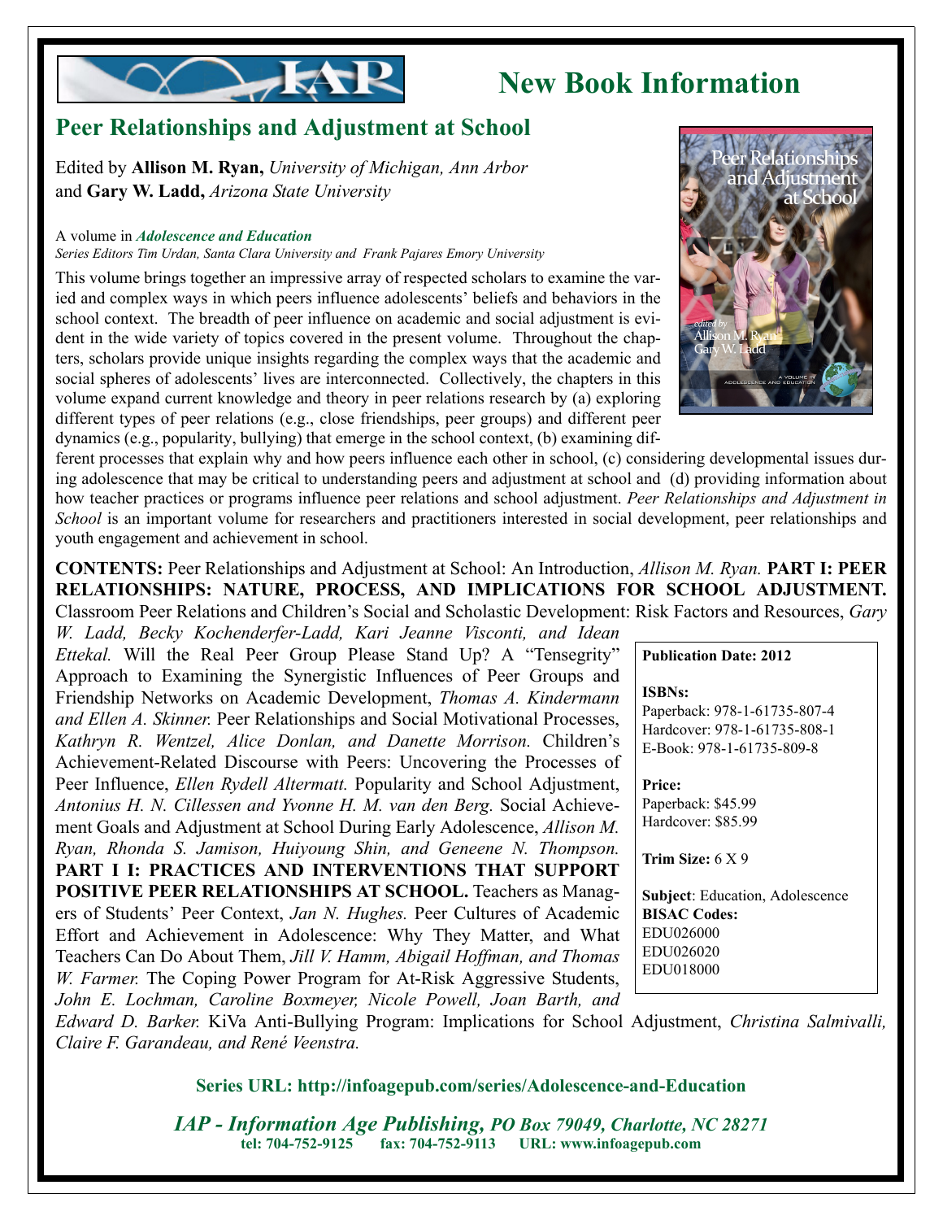# New Book Information

## Peer Relationships and Adjustment at School

Edited by **Allison M. Ryan,** *University of Michigan, Ann Arbor* and **Gary W. Ladd,** *Arizona State University*

A volume in ***Adolescence and Education***
*Series Editors Tim Urdan, Santa Clara University and Frank Pajares Emory University*

This volume brings together an impressive array of respected scholars to examine the varied and complex ways in which peers influence adolescents' beliefs and behaviors in the school context. The breadth of peer influence on academic and social adjustment is evident in the wide variety of topics covered in the present volume. Throughout the chapters, scholars provide unique insights regarding the complex ways that the academic and social spheres of adolescents' lives are interconnected. Collectively, the chapters in this volume expand current knowledge and theory in peer relations research by (a) exploring different types of peer relations (e.g., close friendships, peer groups) and different peer dynamics (e.g., popularity, bullying) that emerge in the school context, (b) examining different processes that explain why and how peers influence each other in school, (c) considering developmental issues during adolescence that may be critical to understanding peers and adjustment at school and (d) providing information about how teacher practices or programs influence peer relations and school adjustment. *Peer Relationships and Adjustment in School* is an important volume for researchers and practitioners interested in social development, peer relationships and youth engagement and achievement in school.

**CONTENTS:** Peer Relationships and Adjustment at School: An Introduction, *Allison M. Ryan.* **PART I: PEER RELATIONSHIPS: NATURE, PROCESS, AND IMPLICATIONS FOR SCHOOL ADJUSTMENT.** Classroom Peer Relations and Children's Social and Scholastic Development: Risk Factors and Resources, *Gary W. Ladd, Becky Kochenderfer-Ladd, Kari Jeanne Visconti, and Idean Ettekal.* Will the Real Peer Group Please Stand Up? A "Tensegrity" Approach to Examining the Synergistic Influences of Peer Groups and Friendship Networks on Academic Development, *Thomas A. Kindermann and Ellen A. Skinner.* Peer Relationships and Social Motivational Processes, *Kathryn R. Wentzel, Alice Donlan, and Danette Morrison.* Children's Achievement-Related Discourse with Peers: Uncovering the Processes of Peer Influence, *Ellen Rydell Altermatt.* Popularity and School Adjustment, *Antonius H. N. Cillessen and Yvonne H. M. van den Berg.* Social Achievement Goals and Adjustment at School During Early Adolescence, *Allison M. Ryan, Rhonda S. Jamison, Huiyoung Shin, and Geneene N. Thompson.* **PART I I: PRACTICES AND INTERVENTIONS THAT SUPPORT POSITIVE PEER RELATIONSHIPS AT SCHOOL.** Teachers as Managers of Students' Peer Context, *Jan N. Hughes.* Peer Cultures of Academic Effort and Achievement in Adolescence: Why They Matter, and What Teachers Can Do About Them, *Jill V. Hamm, Abigail Hoffman, and Thomas W. Farmer.* The Coping Power Program for At-Risk Aggressive Students, *John E. Lochman, Caroline Boxmeyer, Nicole Powell, Joan Barth, and Edward D. Barker.* KiVa Anti-Bullying Program: Implications for School Adjustment, *Christina Salmivalli, Claire F. Garandeau, and René Veenstra.*

**Publication Date: 2012**

**ISBNs:**
Paperback: 978-1-61735-807-4
Hardcover: 978-1-61735-808-1
E-Book: 978-1-61735-809-8

**Price:**
Paperback: $45.99
Hardcover: $85.99

**Trim Size:** 6 X 9

**Subject**: Education, Adolescence
**BISAC Codes:**
EDU026000
EDU026020
EDU018000

**Series URL: http://infoagepub.com/series/Adolescence-and-Education**

***IAP - Information Age Publishing, PO Box 79049, Charlotte, NC 28271***
**tel: 704-752-9125 fax: 704-752-9113 URL: www.infoagepub.com**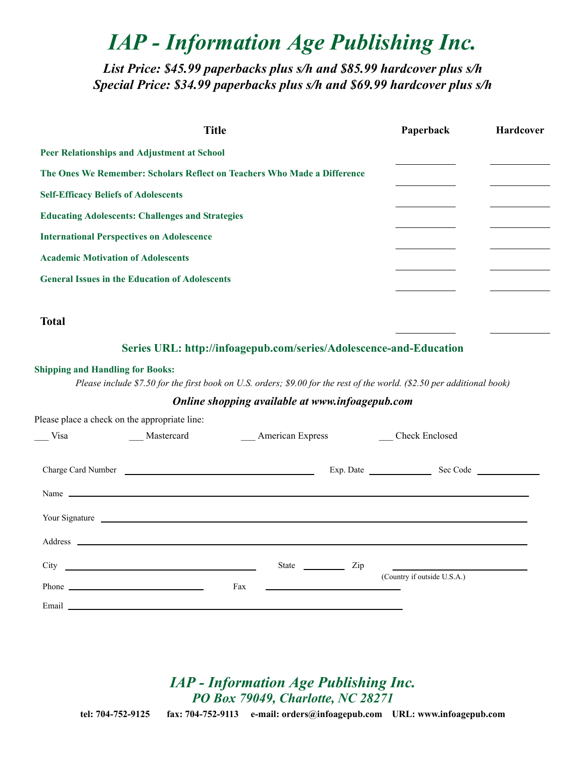# *IAP - Information Age Publishing Inc.*

***List Price: $45.99 paperbacks plus s/h and $85.99 hardcover plus s/h***
***Special Price: $34.99 paperbacks plus s/h and $69.99 hardcover plus s/h***

| Title | Paperback | Hardcover |
|---|---|---|
| **Peer Relationships and Adjustment at School** | | |
| **The Ones We Remember: Scholars Reflect on Teachers Who Made a Difference** | | |
| **Self-Efficacy Beliefs of Adolescents** | | |
| **Educating Adolescents: Challenges and Strategies** | | |
| **International Perspectives on Adolescence** | | |
| **Academic Motivation of Adolescents** | | |
| **General Issues in the Education of Adolescents** | | |
| **Total** | | |

**Series URL: http://infoagepub.com/series/Adolescence-and-Education**

**Shipping and Handling for Books:**

*Please include $7.50 for the first book on U.S. orders; $9.00 for the rest of the world. ($2.50 per additional book)*

***Online shopping available at www.infoagepub.com***

Please place a check on the appropriate line:

___ Visa ___ Mastercard ___ American Express ___ Check Enclosed

Charge Card Number ______________________ Exp. Date __________ Sec Code __________

Name ____________________________________________

Your Signature ____________________________________________

Address ____________________________________________

City ______________________ State ______ Zip ______________________ (Country if outside U.S.A.)

Phone ______________________ Fax ______________________

Email ____________________________________________

## *IAP - Information Age Publishing Inc.*

***PO Box 79049, Charlotte, NC 28271***

**tel: 704-752-9125 fax: 704-752-9113 e-mail: orders@infoagepub.com URL: www.infoagepub.com**